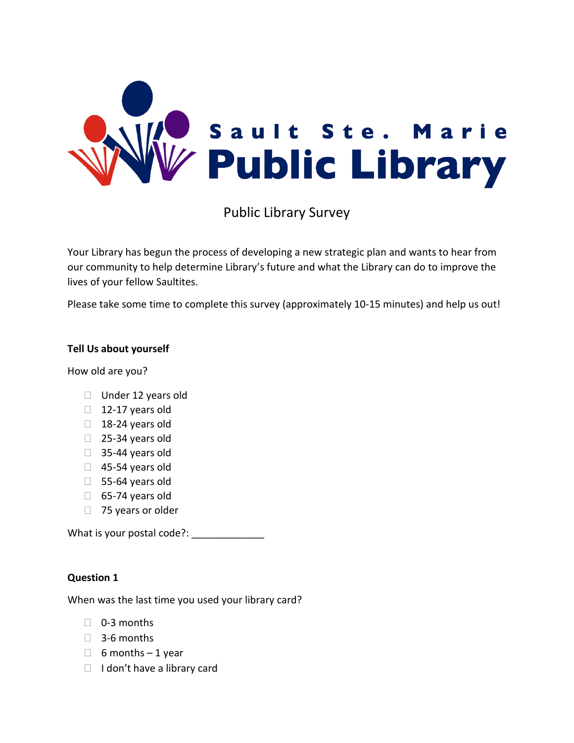Sault Ste. Marie Public Library

# Public Library Survey

Your Library has begun the process of developing a new strategic plan and wants to hear from our community to help determine Library's future and what the Library can do to improve the lives of your fellow Saultites.

Please take some time to complete this survey (approximately 10-15 minutes) and help us out!

**Tell Us about yourself**

How old are you?

- ☐ Under 12 years old
- ☐ 12-17 years old
- ☐ 18-24 years old
- ☐ 25-34 years old
- ☐ 35-44 years old
- ☐ 45-54 years old
- ☐ 55-64 years old
- ☐ 65-74 years old
- ☐ 75 years or older

What is your postal code?: _____________

**Question 1**

When was the last time you used your library card?

- ☐ 0-3 months
- ☐ 3-6 months
- ☐ 6 months – 1 year
- ☐ I don't have a library card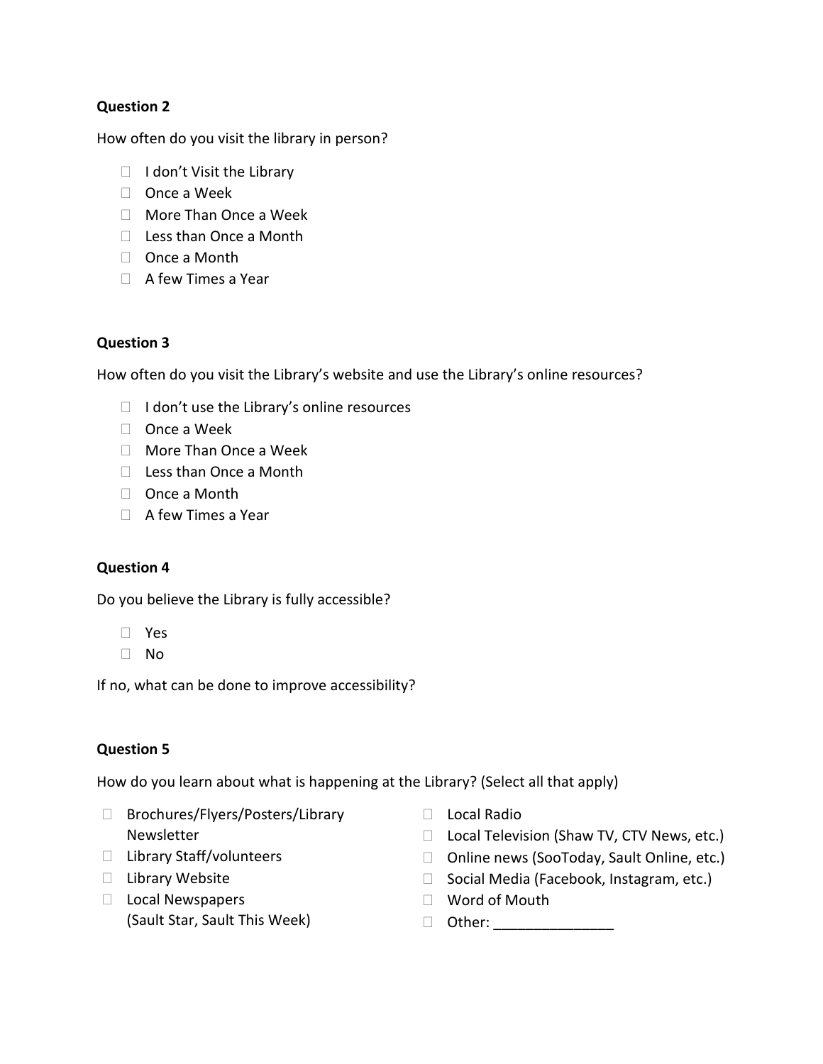**Question 2**

How often do you visit the library in person?

- I don't Visit the Library
- Once a Week
- More Than Once a Week
- Less than Once a Month
- Once a Month
- A few Times a Year

**Question 3**

How often do you visit the Library's website and use the Library's online resources?

- I don't use the Library's online resources
- Once a Week
- More Than Once a Week
- Less than Once a Month
- Once a Month
- A few Times a Year

**Question 4**

Do you believe the Library is fully accessible?

- Yes
- No

If no, what can be done to improve accessibility?

**Question 5**

How do you learn about what is happening at the Library? (Select all that apply)

- Brochures/Flyers/Posters/Library Newsletter
- Library Staff/volunteers
- Library Website
- Local Newspapers (Sault Star, Sault This Week)
- Local Radio
- Local Television (Shaw TV, CTV News, etc.)
- Online news (SooToday, Sault Online, etc.)
- Social Media (Facebook, Instagram, etc.)
- Word of Mouth
- Other: _______________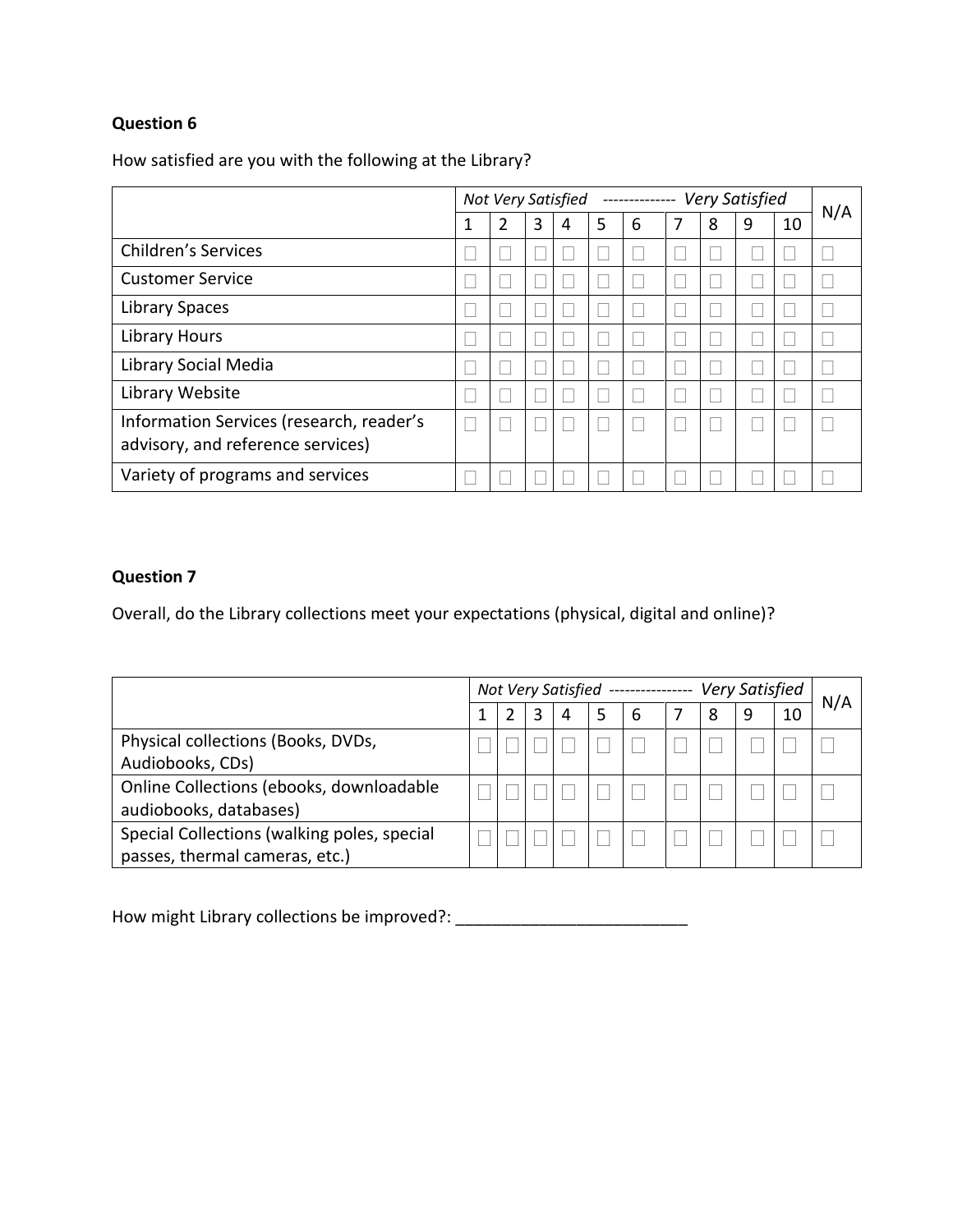**Question 6**

How satisfied are you with the following at the Library?

| | *Not Very Satisfied* | | | | -------------- | | | *Very Satisfied* | | | N/A |
|---|---|---|---|---|---|---|---|---|---|---|---|
| | 1 | 2 | 3 | 4 | 5 | 6 | 7 | 8 | 9 | 10 | |
| Children's Services | ☐ | ☐ | ☐ | ☐ | ☐ | ☐ | ☐ | ☐ | ☐ | ☐ | ☐ |
| Customer Service | ☐ | ☐ | ☐ | ☐ | ☐ | ☐ | ☐ | ☐ | ☐ | ☐ | ☐ |
| Library Spaces | ☐ | ☐ | ☐ | ☐ | ☐ | ☐ | ☐ | ☐ | ☐ | ☐ | ☐ |
| Library Hours | ☐ | ☐ | ☐ | ☐ | ☐ | ☐ | ☐ | ☐ | ☐ | ☐ | ☐ |
| Library Social Media | ☐ | ☐ | ☐ | ☐ | ☐ | ☐ | ☐ | ☐ | ☐ | ☐ | ☐ |
| Library Website | ☐ | ☐ | ☐ | ☐ | ☐ | ☐ | ☐ | ☐ | ☐ | ☐ | ☐ |
| Information Services (research, reader's advisory, and reference services) | ☐ | ☐ | ☐ | ☐ | ☐ | ☐ | ☐ | ☐ | ☐ | ☐ | ☐ |
| Variety of programs and services | ☐ | ☐ | ☐ | ☐ | ☐ | ☐ | ☐ | ☐ | ☐ | ☐ | ☐ |

**Question 7**

Overall, do the Library collections meet your expectations (physical, digital and online)?

| | *Not Very Satisfied* | | | | ---------------- | | | *Very Satisfied* | | | N/A |
|---|---|---|---|---|---|---|---|---|---|---|---|
| | 1 | 2 | 3 | 4 | 5 | 6 | 7 | 8 | 9 | 10 | |
| Physical collections (Books, DVDs, Audiobooks, CDs) | ☐ | ☐ | ☐ | ☐ | ☐ | ☐ | ☐ | ☐ | ☐ | ☐ | ☐ |
| Online Collections (ebooks, downloadable audiobooks, databases) | ☐ | ☐ | ☐ | ☐ | ☐ | ☐ | ☐ | ☐ | ☐ | ☐ | ☐ |
| Special Collections (walking poles, special passes, thermal cameras, etc.) | ☐ | ☐ | ☐ | ☐ | ☐ | ☐ | ☐ | ☐ | ☐ | ☐ | ☐ |

How might Library collections be improved?: _________________________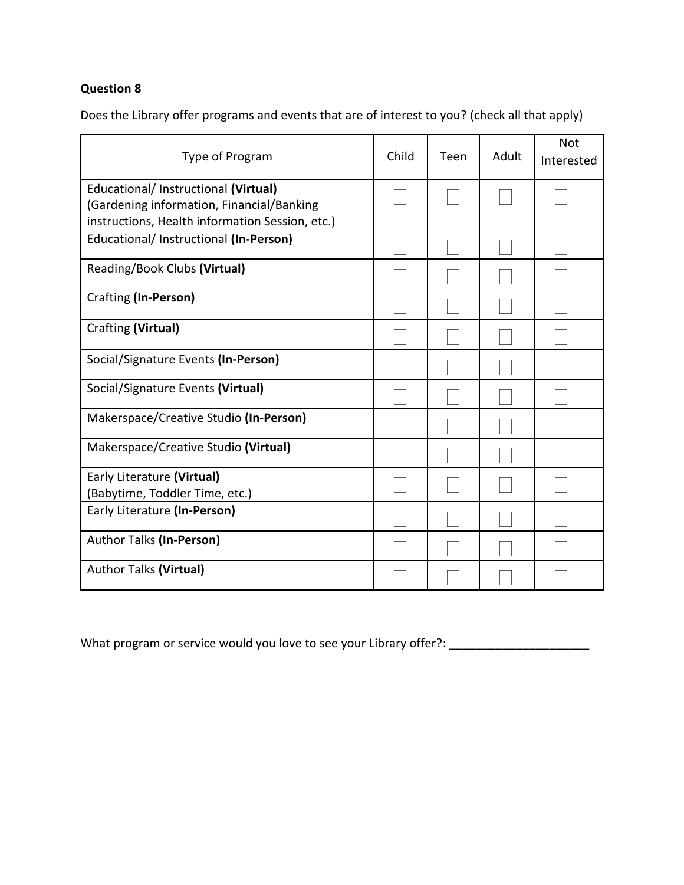**Question 8**

Does the Library offer programs and events that are of interest to you? (check all that apply)

| Type of Program | Child | Teen | Adult | Not Interested |
|---|---|---|---|---|
| Educational/ Instructional **(Virtual)** (Gardening information, Financial/Banking instructions, Health information Session, etc.) | ☐ | ☐ | ☐ | ☐ |
| Educational/ Instructional **(In-Person)** | ☐ | ☐ | ☐ | ☐ |
| Reading/Book Clubs **(Virtual)** | ☐ | ☐ | ☐ | ☐ |
| Crafting **(In-Person)** | ☐ | ☐ | ☐ | ☐ |
| Crafting **(Virtual)** | ☐ | ☐ | ☐ | ☐ |
| Social/Signature Events **(In-Person)** | ☐ | ☐ | ☐ | ☐ |
| Social/Signature Events **(Virtual)** | ☐ | ☐ | ☐ | ☐ |
| Makerspace/Creative Studio **(In-Person)** | ☐ | ☐ | ☐ | ☐ |
| Makerspace/Creative Studio **(Virtual)** | ☐ | ☐ | ☐ | ☐ |
| Early Literature **(Virtual)** (Babytime, Toddler Time, etc.) | ☐ | ☐ | ☐ | ☐ |
| Early Literature **(In-Person)** | ☐ | ☐ | ☐ | ☐ |
| Author Talks **(In-Person)** | ☐ | ☐ | ☐ | ☐ |
| Author Talks **(Virtual)** | ☐ | ☐ | ☐ | ☐ |

What program or service would you love to see your Library offer?: ______________________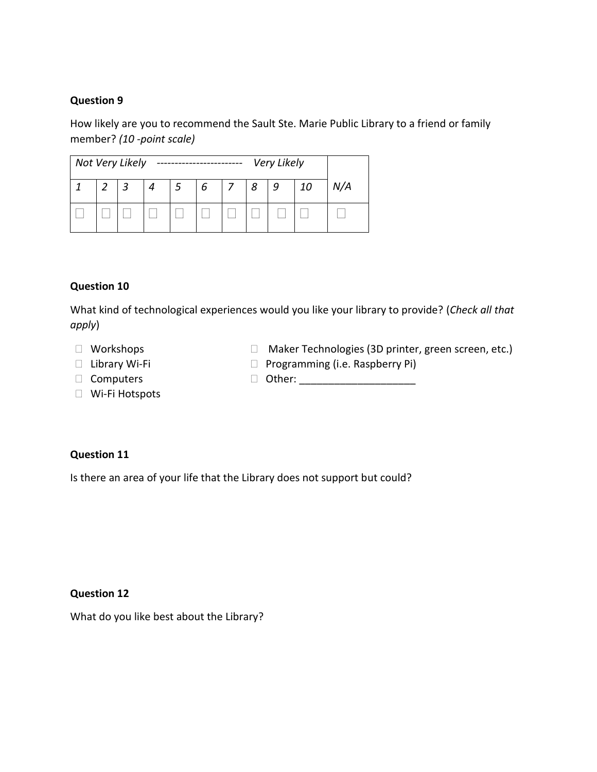**Question 9**

How likely are you to recommend the Sault Ste. Marie Public Library to a friend or family member? *(10 -point scale)*

| *Not Very Likely ------------------------ Very Likely* | | | | | | | | | | |
|---|---|---|---|---|---|---|---|---|---|---|
| *1* | *2* | *3* | *4* | *5* | *6* | *7* | *8* | *9* | *10* | *N/A* |
| ☐ | ☐ | ☐ | ☐ | ☐ | ☐ | ☐ | ☐ | ☐ | ☐ | ☐ |

**Question 10**

What kind of technological experiences would you like your library to provide? (*Check all that apply*)

- ☐ Workshops
- ☐ Library Wi-Fi
- ☐ Computers
- ☐ Wi-Fi Hotspots
- ☐ Maker Technologies (3D printer, green screen, etc.)
- ☐ Programming (i.e. Raspberry Pi)
- ☐ Other: ____________________

**Question 11**

Is there an area of your life that the Library does not support but could?

**Question 12**

What do you like best about the Library?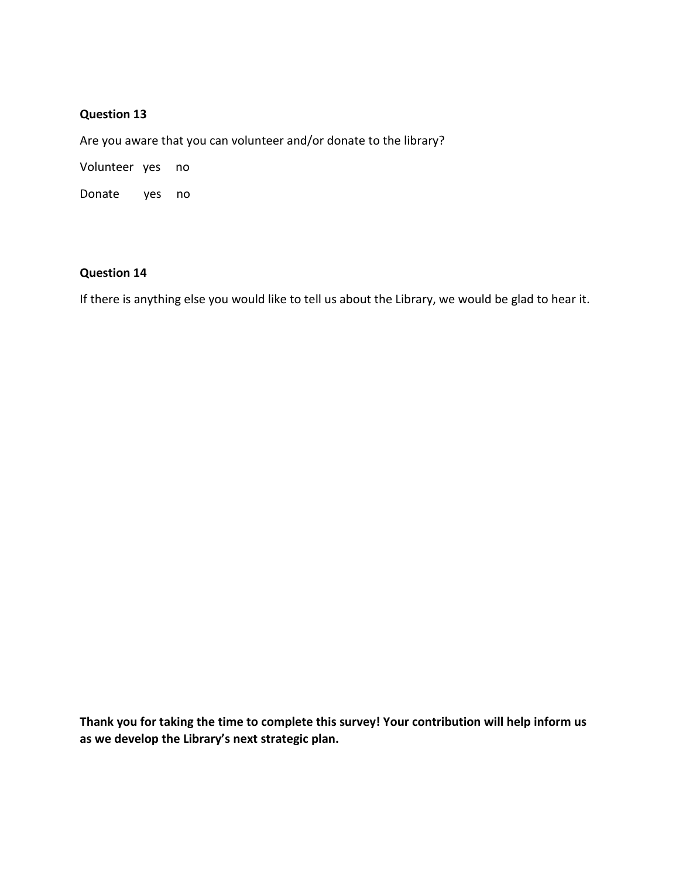**Question 13**

Are you aware that you can volunteer and/or donate to the library?

Volunteer yes no

Donate yes no

**Question 14**

If there is anything else you would like to tell us about the Library, we would be glad to hear it.

**Thank you for taking the time to complete this survey! Your contribution will help inform us as we develop the Library's next strategic plan.**